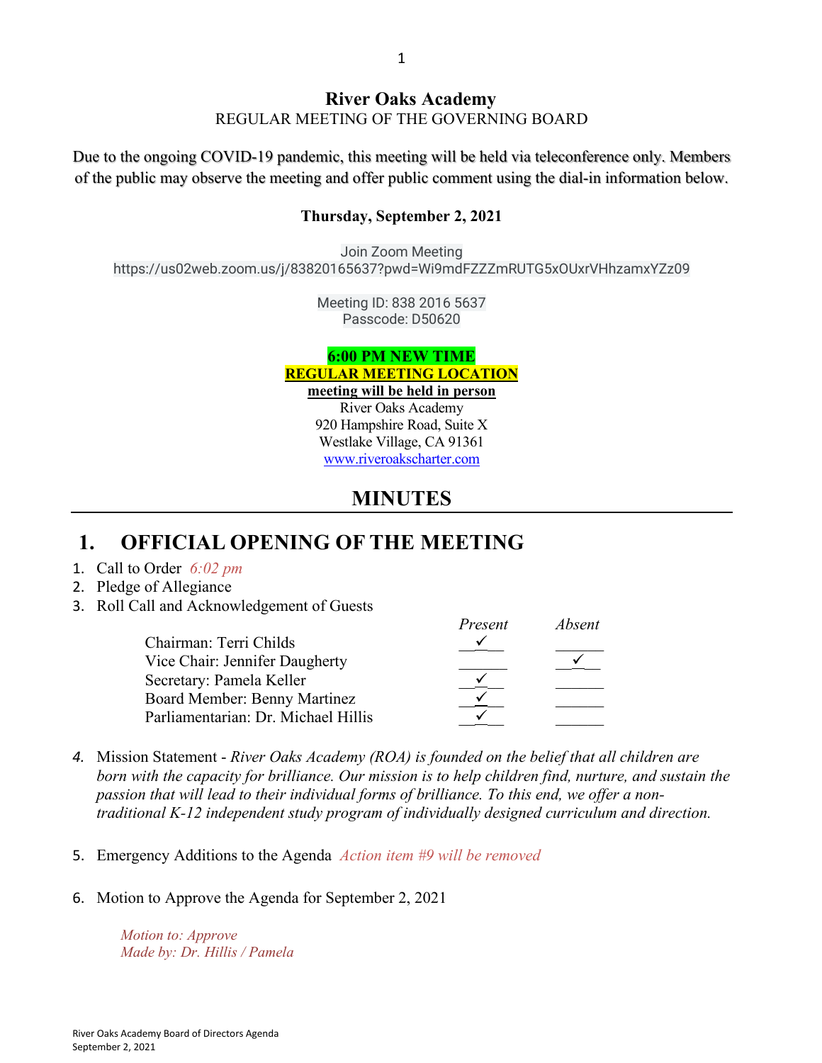# River Oaks Academy

REGULAR MEETING OF THE GOVERNING BOARD

Due to the ongoing COVID-19 pandemic, this meeting will be held via teleconference only. Members of the public may observe the meeting and offer public comment using the dial-in information below.

**Thursday, September 2, 2021**

Join Zoom Meeting
https://us02web.zoom.us/j/83820165637?pwd=Wi9mdFZZZmRUTG5xOUxrVHhzamxYZz09

Meeting ID: 838 2016 5637
Passcode: D50620

**6:00 PM NEW TIME**
**REGULAR MEETING LOCATION**
**meeting will be held in person**
River Oaks Academy
920 Hampshire Road, Suite X
Westlake Village, CA 91361
www.riveroakscharter.com

## MINUTES

## 1. OFFICIAL OPENING OF THE MEETING

1. Call to Order *6:02 pm*
2. Pledge of Allegiance
3. Roll Call and Acknowledgement of Guests

| | *Present* | *Absent* |
|---|---|---|
| Chairman: Terri Childs | ✓ | |
| Vice Chair: Jennifer Daugherty | | ✓ |
| Secretary: Pamela Keller | ✓ | |
| Board Member: Benny Martinez | ✓ | |
| Parliamentarian: Dr. Michael Hillis | ✓ | |

4. Mission Statement - *River Oaks Academy (ROA) is founded on the belief that all children are born with the capacity for brilliance. Our mission is to help children find, nurture, and sustain the passion that will lead to their individual forms of brilliance. To this end, we offer a non-traditional K-12 independent study program of individually designed curriculum and direction.*

5. Emergency Additions to the Agenda *Action item #9 will be removed*

6. Motion to Approve the Agenda for September 2, 2021

   *Motion to: Approve*
   *Made by: Dr. Hillis / Pamela*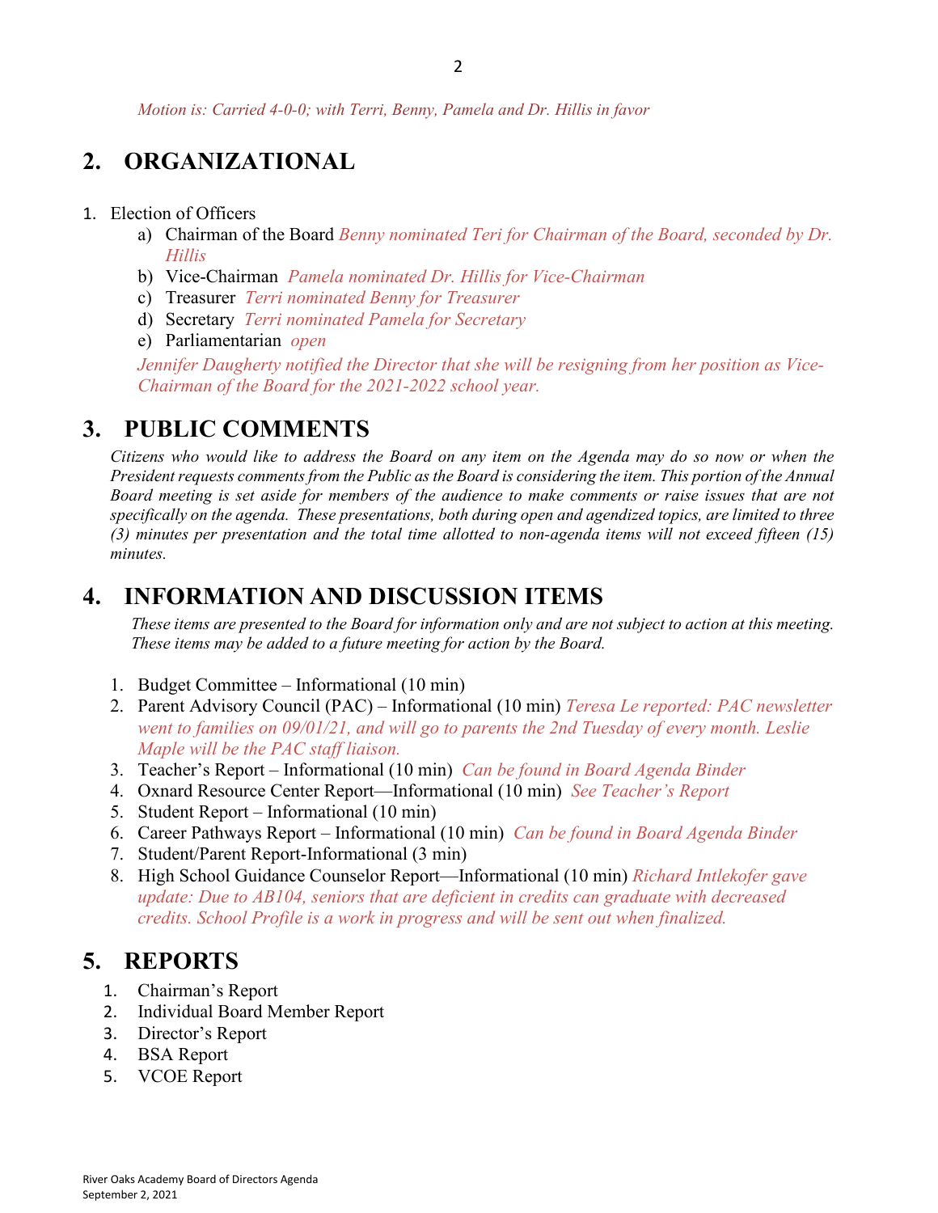*Motion is: Carried 4-0-0; with Terri, Benny, Pamela and Dr. Hillis in favor*

## 2. ORGANIZATIONAL

1. Election of Officers
   a) Chairman of the Board *Benny nominated Teri for Chairman of the Board, seconded by Dr. Hillis*
   b) Vice-Chairman *Pamela nominated Dr. Hillis for Vice-Chairman*
   c) Treasurer *Terri nominated Benny for Treasurer*
   d) Secretary *Terri nominated Pamela for Secretary*
   e) Parliamentarian *open*

   *Jennifer Daugherty notified the Director that she will be resigning from her position as Vice-Chairman of the Board for the 2021-2022 school year.*

## 3. PUBLIC COMMENTS

*Citizens who would like to address the Board on any item on the Agenda may do so now or when the President requests comments from the Public as the Board is considering the item. This portion of the Annual Board meeting is set aside for members of the audience to make comments or raise issues that are not specifically on the agenda. These presentations, both during open and agendized topics, are limited to three (3) minutes per presentation and the total time allotted to non-agenda items will not exceed fifteen (15) minutes.*

## 4. INFORMATION AND DISCUSSION ITEMS

*These items are presented to the Board for information only and are not subject to action at this meeting. These items may be added to a future meeting for action by the Board.*

1. Budget Committee – Informational (10 min)
2. Parent Advisory Council (PAC) – Informational (10 min) *Teresa Le reported: PAC newsletter went to families on 09/01/21, and will go to parents the 2nd Tuesday of every month. Leslie Maple will be the PAC staff liaison.*
3. Teacher's Report – Informational (10 min) *Can be found in Board Agenda Binder*
4. Oxnard Resource Center Report—Informational (10 min) *See Teacher's Report*
5. Student Report – Informational (10 min)
6. Career Pathways Report – Informational (10 min) *Can be found in Board Agenda Binder*
7. Student/Parent Report-Informational (3 min)
8. High School Guidance Counselor Report—Informational (10 min) *Richard Intlekofer gave update: Due to AB104, seniors that are deficient in credits can graduate with decreased credits. School Profile is a work in progress and will be sent out when finalized.*

## 5. REPORTS

1. Chairman's Report
2. Individual Board Member Report
3. Director's Report
4. BSA Report
5. VCOE Report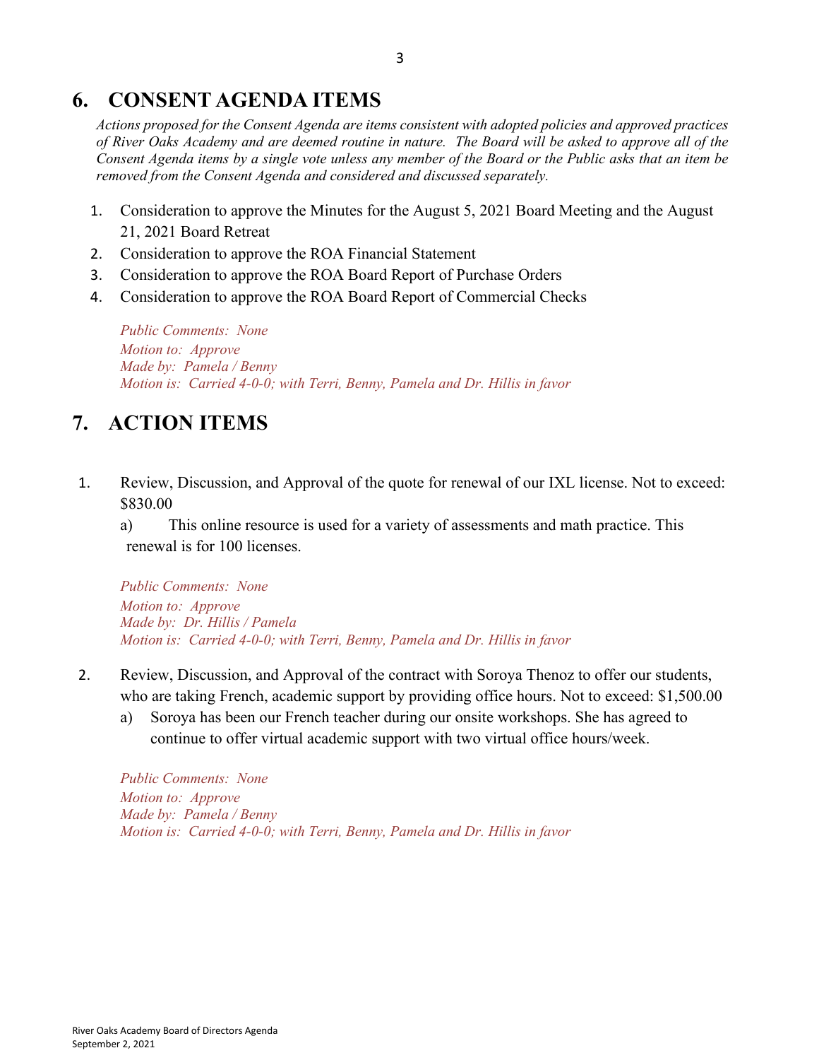## 6. CONSENT AGENDA ITEMS

*Actions proposed for the Consent Agenda are items consistent with adopted policies and approved practices of River Oaks Academy and are deemed routine in nature. The Board will be asked to approve all of the Consent Agenda items by a single vote unless any member of the Board or the Public asks that an item be removed from the Consent Agenda and considered and discussed separately.*

1. Consideration to approve the Minutes for the August 5, 2021 Board Meeting and the August 21, 2021 Board Retreat
2. Consideration to approve the ROA Financial Statement
3. Consideration to approve the ROA Board Report of Purchase Orders
4. Consideration to approve the ROA Board Report of Commercial Checks

*Public Comments: None*
*Motion to: Approve*
*Made by: Pamela / Benny*
*Motion is: Carried 4-0-0; with Terri, Benny, Pamela and Dr. Hillis in favor*

## 7. ACTION ITEMS

1. Review, Discussion, and Approval of the quote for renewal of our IXL license. Not to exceed: $830.00

   a) This online resource is used for a variety of assessments and math practice. This renewal is for 100 licenses.

   *Public Comments: None*
   *Motion to: Approve*
   *Made by: Dr. Hillis / Pamela*
   *Motion is: Carried 4-0-0; with Terri, Benny, Pamela and Dr. Hillis in favor*

2. Review, Discussion, and Approval of the contract with Soroya Thenoz to offer our students, who are taking French, academic support by providing office hours. Not to exceed: $1,500.00

   a) Soroya has been our French teacher during our onsite workshops. She has agreed to continue to offer virtual academic support with two virtual office hours/week.

   *Public Comments: None*
   *Motion to: Approve*
   *Made by: Pamela / Benny*
   *Motion is: Carried 4-0-0; with Terri, Benny, Pamela and Dr. Hillis in favor*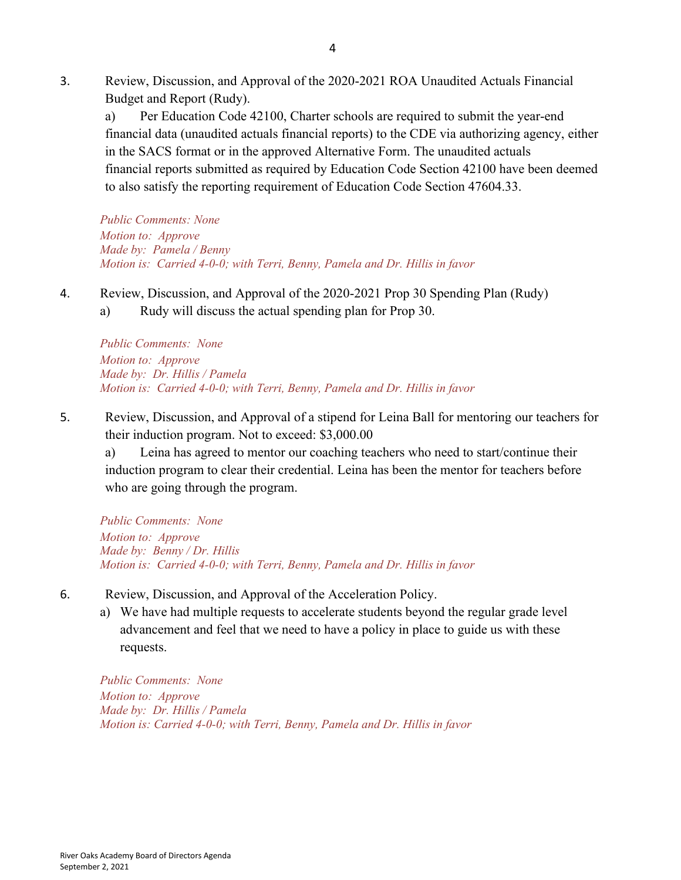3. Review, Discussion, and Approval of the 2020-2021 ROA Unaudited Actuals Financial Budget and Report (Rudy).

   a) Per Education Code 42100, Charter schools are required to submit the year-end financial data (unaudited actuals financial reports) to the CDE via authorizing agency, either in the SACS format or in the approved Alternative Form. The unaudited actuals financial reports submitted as required by Education Code Section 42100 have been deemed to also satisfy the reporting requirement of Education Code Section 47604.33.

   *Public Comments: None*
   *Motion to: Approve*
   *Made by: Pamela / Benny*
   *Motion is: Carried 4-0-0; with Terri, Benny, Pamela and Dr. Hillis in favor*

4. Review, Discussion, and Approval of the 2020-2021 Prop 30 Spending Plan (Rudy)

   a) Rudy will discuss the actual spending plan for Prop 30.

   *Public Comments: None*
   *Motion to: Approve*
   *Made by: Dr. Hillis / Pamela*
   *Motion is: Carried 4-0-0; with Terri, Benny, Pamela and Dr. Hillis in favor*

5. Review, Discussion, and Approval of a stipend for Leina Ball for mentoring our teachers for their induction program. Not to exceed: $3,000.00

   a) Leina has agreed to mentor our coaching teachers who need to start/continue their induction program to clear their credential. Leina has been the mentor for teachers before who are going through the program.

   *Public Comments: None*
   *Motion to: Approve*
   *Made by: Benny / Dr. Hillis*
   *Motion is: Carried 4-0-0; with Terri, Benny, Pamela and Dr. Hillis in favor*

6. Review, Discussion, and Approval of the Acceleration Policy.

   a) We have had multiple requests to accelerate students beyond the regular grade level advancement and feel that we need to have a policy in place to guide us with these requests.

   *Public Comments: None*
   *Motion to: Approve*
   *Made by: Dr. Hillis / Pamela*
   *Motion is: Carried 4-0-0; with Terri, Benny, Pamela and Dr. Hillis in favor*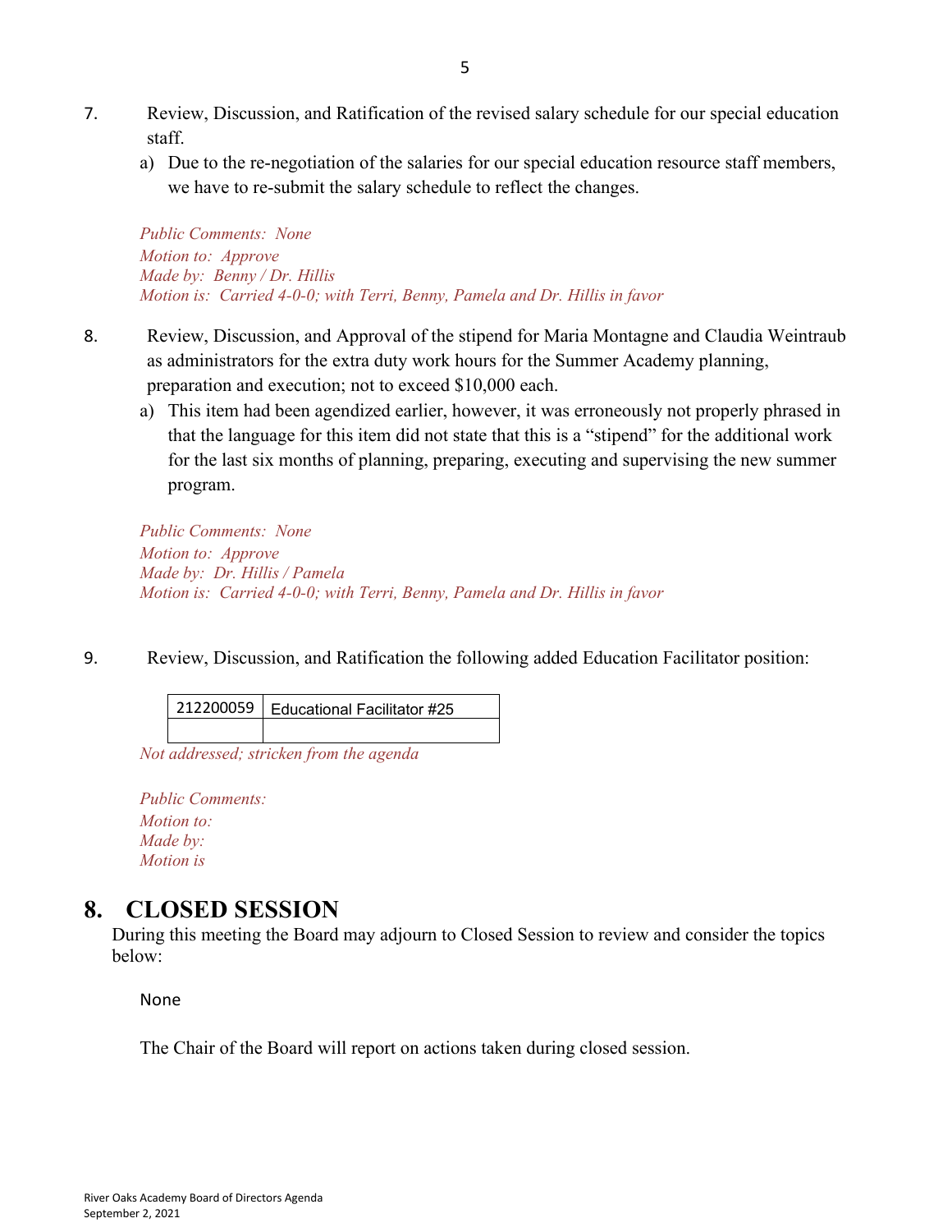7. Review, Discussion, and Ratification of the revised salary schedule for our special education staff.

   a) Due to the re-negotiation of the salaries for our special education resource staff members, we have to re-submit the salary schedule to reflect the changes.

   *Public Comments: None*
   *Motion to: Approve*
   *Made by: Benny / Dr. Hillis*
   *Motion is: Carried 4-0-0; with Terri, Benny, Pamela and Dr. Hillis in favor*

8. Review, Discussion, and Approval of the stipend for Maria Montagne and Claudia Weintraub as administrators for the extra duty work hours for the Summer Academy planning, preparation and execution; not to exceed $10,000 each.

   a) This item had been agendized earlier, however, it was erroneously not properly phrased in that the language for this item did not state that this is a "stipend" for the additional work for the last six months of planning, preparing, executing and supervising the new summer program.

   *Public Comments: None*
   *Motion to: Approve*
   *Made by: Dr. Hillis / Pamela*
   *Motion is: Carried 4-0-0; with Terri, Benny, Pamela and Dr. Hillis in favor*

9. Review, Discussion, and Ratification the following added Education Facilitator position:

| 212200059 | Educational Facilitator #25 |
|---|---|
| | |

   *Not addressed; stricken from the agenda*

   *Public Comments:*
   *Motion to:*
   *Made by:*
   *Motion is*

# 8. CLOSED SESSION

During this meeting the Board may adjourn to Closed Session to review and consider the topics below:

None

The Chair of the Board will report on actions taken during closed session.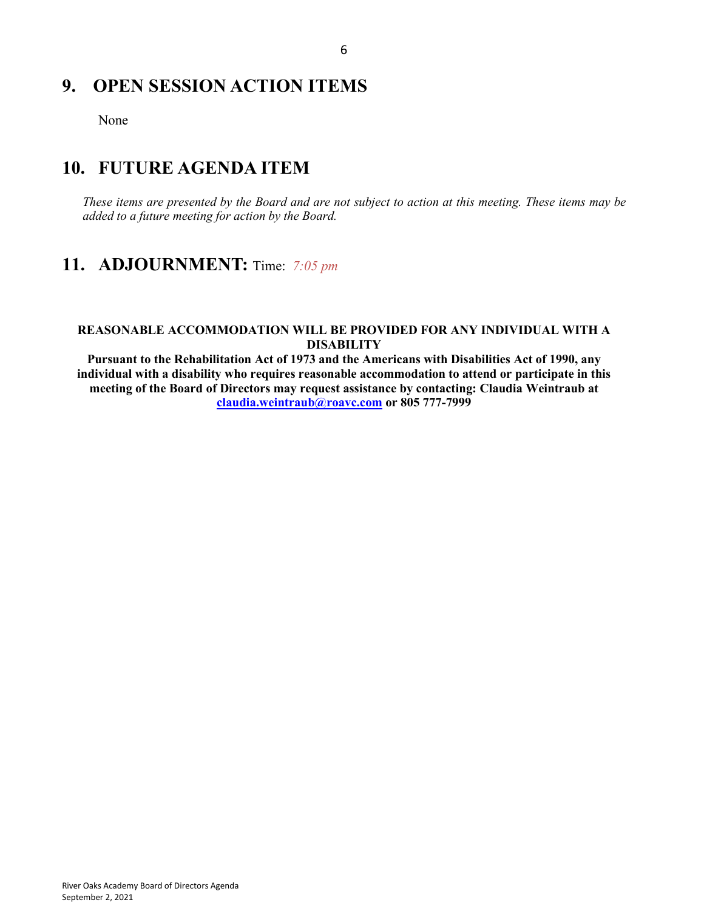## 9. OPEN SESSION ACTION ITEMS

None

## 10. FUTURE AGENDA ITEM

*These items are presented by the Board and are not subject to action at this meeting. These items may be added to a future meeting for action by the Board.*

## 11. ADJOURNMENT: Time: *7:05 pm*

**REASONABLE ACCOMMODATION WILL BE PROVIDED FOR ANY INDIVIDUAL WITH A DISABILITY**

**Pursuant to the Rehabilitation Act of 1973 and the Americans with Disabilities Act of 1990, any individual with a disability who requires reasonable accommodation to attend or participate in this meeting of the Board of Directors may request assistance by contacting: Claudia Weintraub at claudia.weintraub@roavc.com or 805 777-7999**